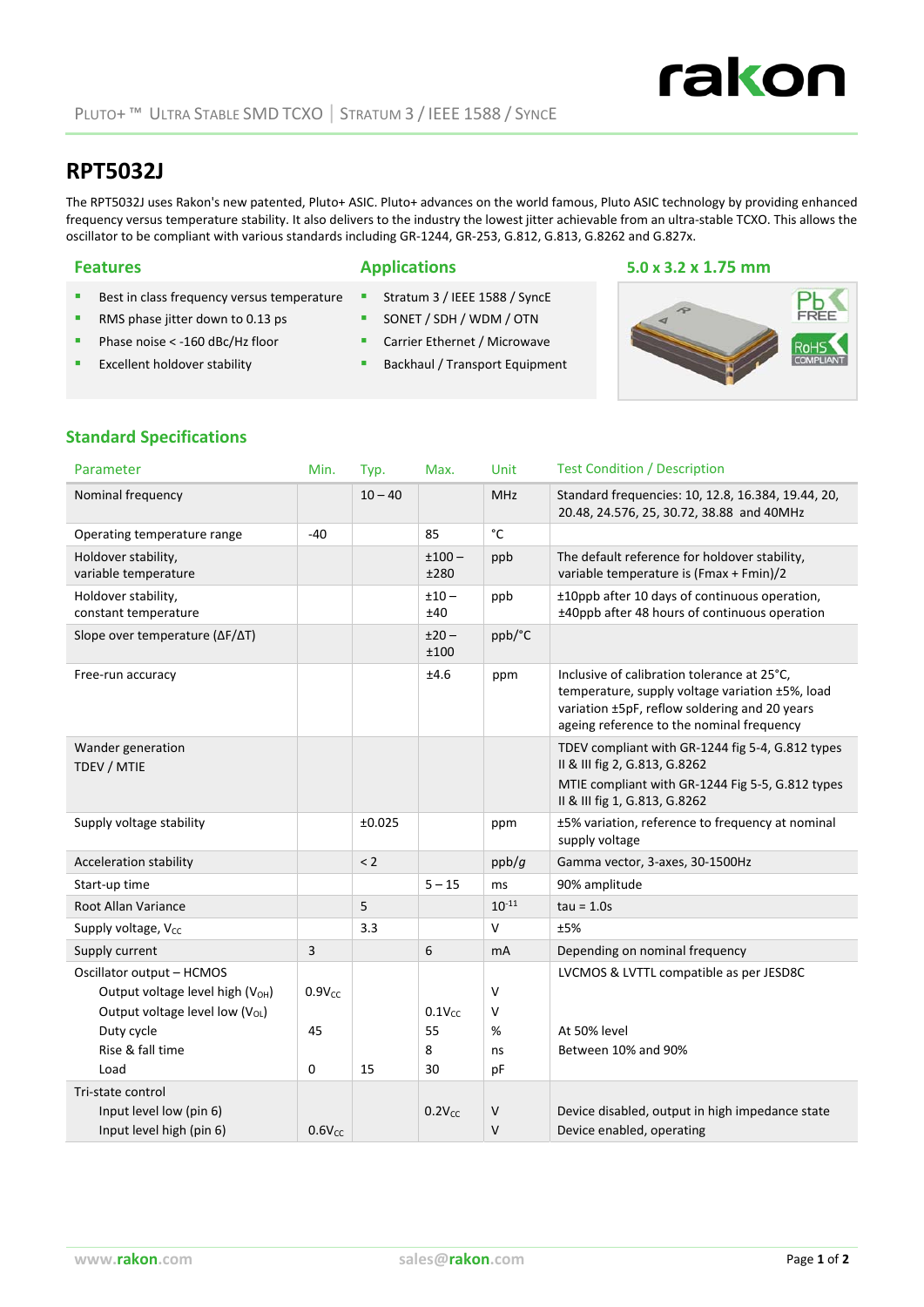PLUTO+ ™ ULTRA STABLE SMD TCXO | STRATUM 3 / IEEE 1588 / SYNCE

# RPT5032J

The RPT5032J uses Rakon's new patented, Pluto+ ASIC. Pluto+ advances on the world famous, Pluto ASIC technology by providing enhanced frequency versus temperature stability. It also delivers to the industry the lowest jitter achievable from an ultra-stable TCXO. This allows the oscillator to be compliant with various standards including GR-1244, GR-253, G.812, G.813, G.8262 and G.827x.

## Features

- Best in class frequency versus temperature
- RMS phase jitter down to 0.13 ps
- Phase noise < -160 dBc/Hz floor
- Excellent holdover stability

## Applications

- Stratum 3 / IEEE 1588 / SyncE
- SONET / SDH / WDM / OTN
- Carrier Ethernet / Microwave
- Backhaul / Transport Equipment

## 5.0 x 3.2 x 1.75 mm

## Standard Specifications

| Parameter | Min. | Typ. | Max. | Unit | Test Condition / Description |
|---|---|---|---|---|---|
| Nominal frequency | | 10 – 40 | | MHz | Standard frequencies: 10, 12.8, 16.384, 19.44, 20, 20.48, 24.576, 25, 30.72, 38.88 and 40MHz |
| Operating temperature range | -40 | | 85 | °C | |
| Holdover stability, variable temperature | | | ±100 – ±280 | ppb | The default reference for holdover stability, variable temperature is (Fmax + Fmin)/2 |
| Holdover stability, constant temperature | | | ±10 – ±40 | ppb | ±10ppb after 10 days of continuous operation, ±40ppb after 48 hours of continuous operation |
| Slope over temperature (ΔF/ΔT) | | | ±20 – ±100 | ppb/°C | |
| Free-run accuracy | | | ±4.6 | ppm | Inclusive of calibration tolerance at 25°C, temperature, supply voltage variation ±5%, load variation ±5pF, reflow soldering and 20 years ageing reference to the nominal frequency |
| Wander generation TDEV / MTIE | | | | | TDEV compliant with GR-1244 fig 5-4, G.812 types II & III fig 2, G.813, G.8262<br>MTIE compliant with GR-1244 Fig 5-5, G.812 types II & III fig 1, G.813, G.8262 |
| Supply voltage stability | | ±0.025 | | ppm | ±5% variation, reference to frequency at nominal supply voltage |
| Acceleration stability | | < 2 | | ppb/*g* | Gamma vector, 3-axes, 30-1500Hz |
| Start-up time | | | 5 – 15 | ms | 90% amplitude |
| Root Allan Variance | | 5 | | $10^{-11}$ | tau = 1.0s |
| Supply voltage, $V_{CC}$ | | 3.3 | | V | ±5% |
| Supply current | 3 | | 6 | mA | Depending on nominal frequency |
| Oscillator output – HCMOS | | | | | LVCMOS & LVTTL compatible as per JESD8C |
| Output voltage level high ($V_{OH}$) | $0.9V_{CC}$ | | | V | |
| Output voltage level low ($V_{OL}$) | | | $0.1V_{CC}$ | V | |
| Duty cycle | 45 | | 55 | % | At 50% level |
| Rise & fall time | | | 8 | ns | Between 10% and 90% |
| Load | 0 | 15 | 30 | pF | |
| Tri-state control | | | | | |
| Input level low (pin 6) | | | $0.2V_{CC}$ | V | Device disabled, output in high impedance state |
| Input level high (pin 6) | $0.6V_{CC}$ | | | V | Device enabled, operating |

www.rakon.com sales@rakon.com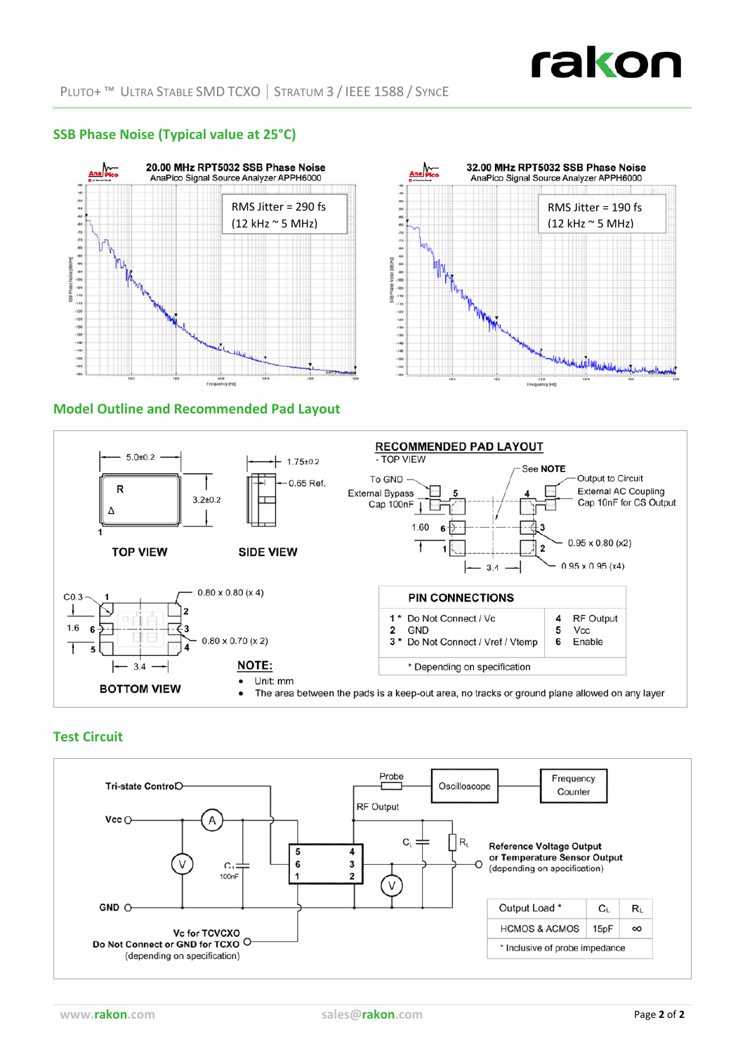## SSB Phase Noise (Typical value at 25°C)

20.00 MHz RPT5032 SSB Phase Noise
AnaPico Signal Source Analyzer APPH6000
RMS Jitter = 290 fs
(12 kHz ~ 5 MHz)

32.00 MHz RPT5032 SSB Phase Noise
AnaPico Signal Source Analyzer APPH6000
RMS Jitter = 190 fs
(12 kHz ~ 5 MHz)

## Model Outline and Recommended Pad Layout

5.0±0.2
3.2±0.2
R
1
TOP VIEW

1.75±0.2
0.65 Ref.
SIDE VIEW

RECOMMENDED PAD LAYOUT
- TOP VIEW
See NOTE
To GND
External Bypass
Cap 100nF
Output to Circuit
External AC Coupling
Cap 10nF for CS Output
1.60
3.4
0.95 x 0.80 (x2)
0.95 x 0.95 (x4)

C0.3
1.6
3.4
0.80 x 0.80 (x 4)
0.80 x 0.70 (x 2)
BOTTOM VIEW

| PIN CONNECTIONS | |
|---|---|
| 1 * Do Not Connect / Vc | 4 RF Output |
| 2 GND | 5 Vcc |
| 3 * Do Not Connect / Vref / Vtemp | 6 Enable |

\* Depending on specification

**NOTE:**

- Unit: mm
- The area between the pads is a keep-out area, no tracks or ground plane allowed on any layer

## Test Circuit

Tri-state Control
Vcc
GND
A
V
$C_1$ 100nF
Probe
Oscilloscope
Frequency Counter
RF Output
$C_L$
$R_L$
Reference Voltage Output or Temperature Sensor Output (depending on specification)
Vc for TCVCXO
Do Not Connect or GND for TCXO
(depending on specification)

| Output Load * | $C_L$ | $R_L$ |
|---|---|---|
| HCMOS & ACMOS | 15pF | ∞ |

\* Inclusive of probe impedance

www.rakon.com sales@rakon.com